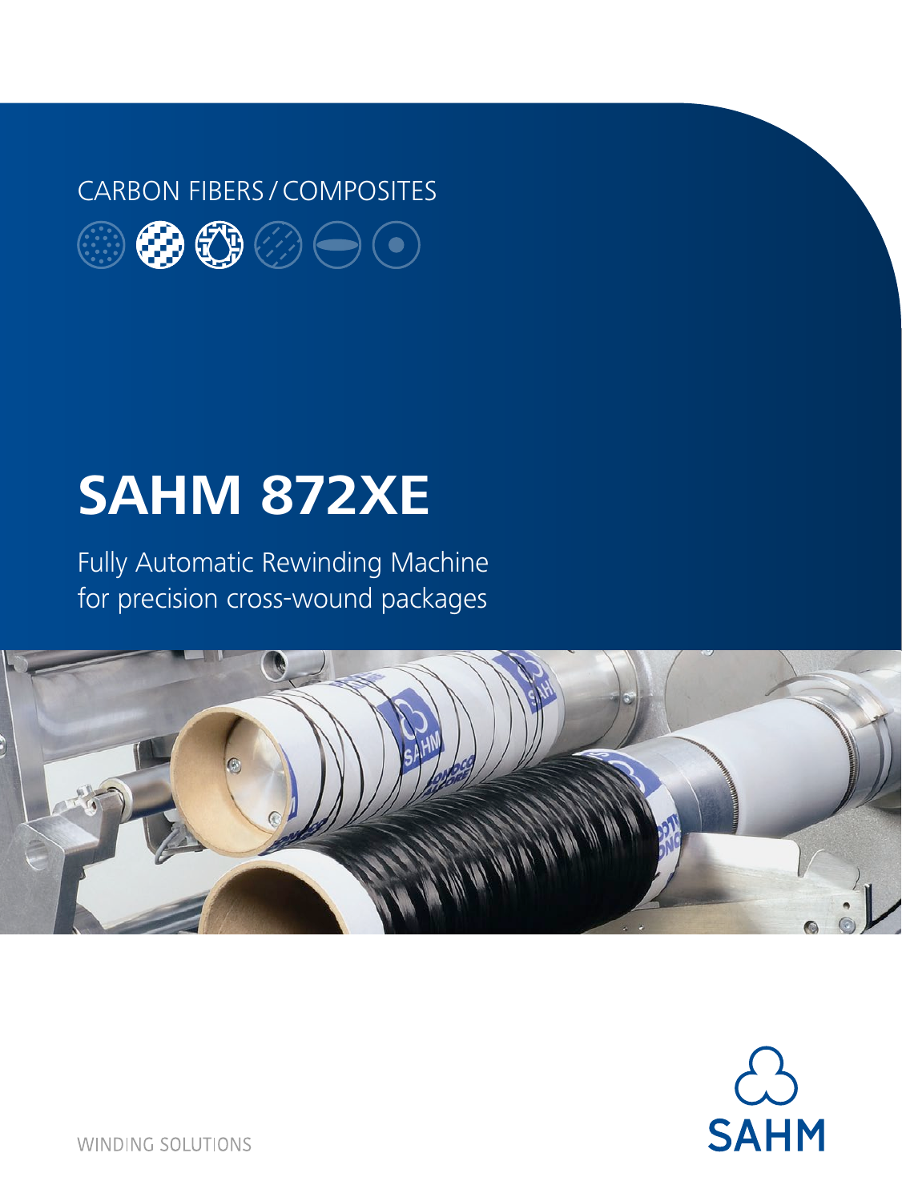CARBON FIBERS / COMPOSITES

# SAHM 872XE

Fully Automatic Rewinding Machine
for precision cross-wound packages

WINDING SOLUTIONS

SAHM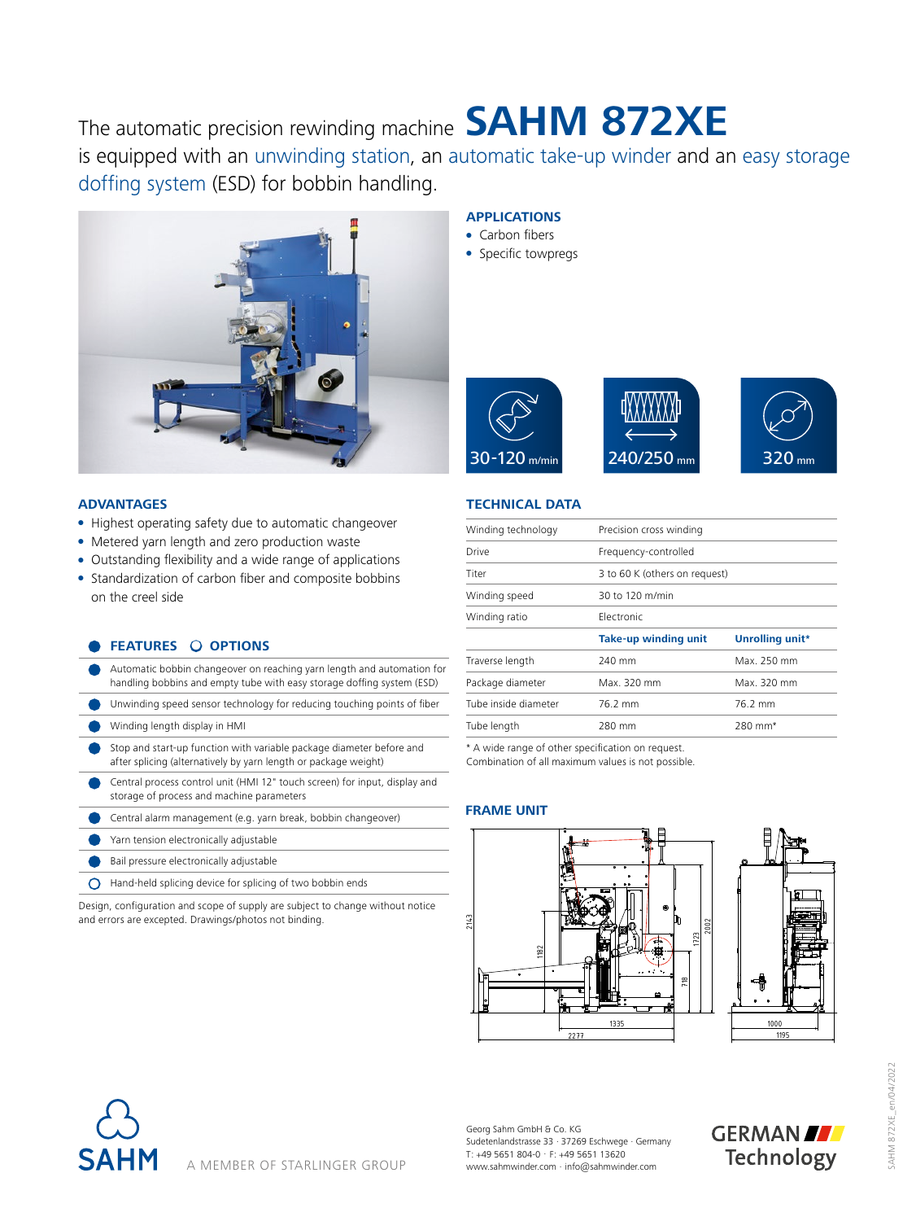# The automatic precision rewinding machine SAHM 872XE

is equipped with an unwinding station, an automatic take-up winder and an easy storage doffing system (ESD) for bobbin handling.

## APPLICATIONS

- Carbon fibers
- Specific towpregs

30-120 m/min

240/250 mm

320 mm

## ADVANTAGES

- Highest operating safety due to automatic changeover
- Metered yarn length and zero production waste
- Outstanding flexibility and a wide range of applications
- Standardization of carbon fiber and composite bobbins on the creel side

## FEATURES / OPTIONS

| | |
|---|---|
| ● | Automatic bobbin changeover on reaching yarn length and automation for handling bobbins and empty tube with easy storage doffing system (ESD) |
| ● | Unwinding speed sensor technology for reducing touching points of fiber |
| ● | Winding length display in HMI |
| ● | Stop and start-up function with variable package diameter before and after splicing (alternatively by yarn length or package weight) |
| ● | Central process control unit (HMI 12" touch screen) for input, display and storage of process and machine parameters |
| ● | Central alarm management (e.g. yarn break, bobbin changeover) |
| ● | Yarn tension electronically adjustable |
| ● | Bail pressure electronically adjustable |
| ○ | Hand-held splicing device for splicing of two bobbin ends |

Design, configuration and scope of supply are subject to change without notice and errors are excepted. Drawings/photos not binding.

## TECHNICAL DATA

| | | |
|---|---|---|
| Winding technology | Precision cross winding | |
| Drive | Frequency-controlled | |
| Titer | 3 to 60 K (others on request) | |
| Winding speed | 30 to 120 m/min | |
| Winding ratio | Electronic | |
| | **Take-up winding unit** | **Unrolling unit*** |
| Traverse length | 240 mm | Max. 250 mm |
| Package diameter | Max. 320 mm | Max. 320 mm |
| Tube inside diameter | 76.2 mm | 76.2 mm |
| Tube length | 280 mm | 280 mm* |

* A wide range of other specification on request.
Combination of all maximum values is not possible.

## FRAME UNIT

2143
1182
1723
2002
718
1335
2277
1000
1195

SAHM
A MEMBER OF STARLINGER GROUP

Georg Sahm GmbH & Co. KG
Sudetenlandstrasse 33 · 37269 Eschwege · Germany
T: +49 5651 804-0 · F: +49 5651 13620
www.sahmwinder.com · info@sahmwinder.com

GERMAN Technology

SAHM 872XE_en/04/2022